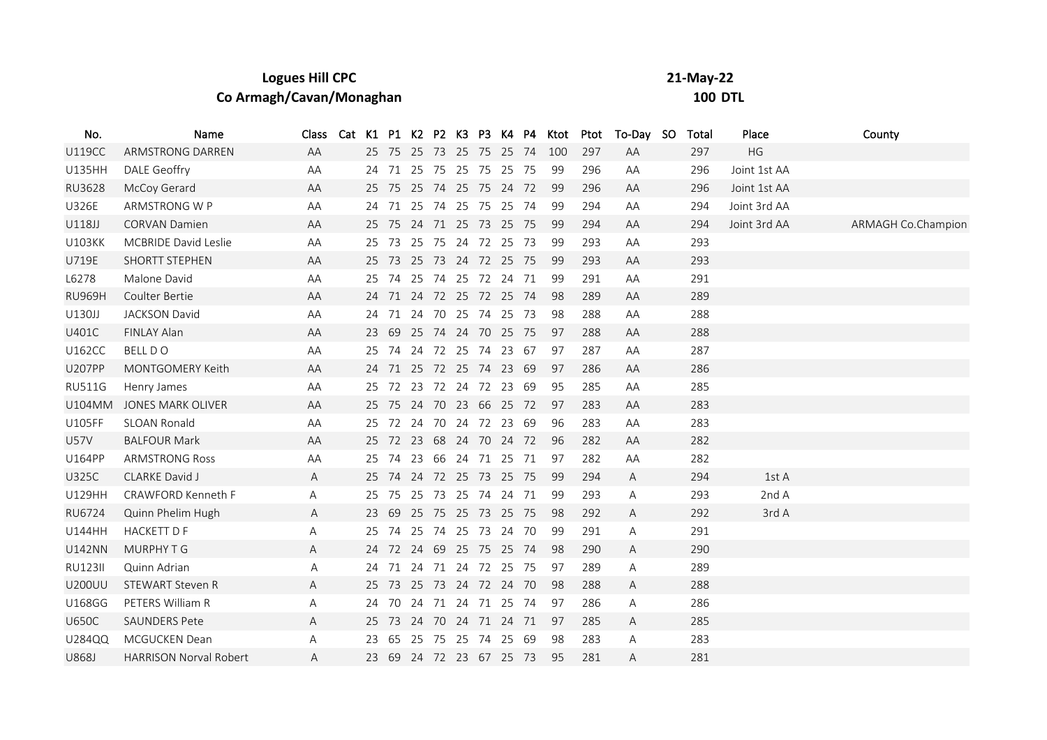**Logues Hill CPC**

**Co Armagh/Cavan/Monaghan**

**21-May-22**

**100 DTL**

| No. | Name | Class | Cat | K1 | P1 | K2 | P2 | K3 | P3 | K4 | P4 | Ktot | Ptot | To-Day | SO | Total | Place | County |
|---|---|---|---|---|---|---|---|---|---|---|---|---|---|---|---|---|---|---|
| U119CC | ARMSTRONG DARREN | AA | | 25 | 75 | 25 | 73 | 25 | 75 | 25 | 74 | 100 | 297 | AA | | 297 | HG | |
| U135HH | DALE Geoffry | AA | | 24 | 71 | 25 | 75 | 25 | 75 | 25 | 75 | 99 | 296 | AA | | 296 | Joint 1st AA | |
| RU3628 | McCoy Gerard | AA | | 25 | 75 | 25 | 74 | 25 | 75 | 24 | 72 | 99 | 296 | AA | | 296 | Joint 1st AA | |
| U326E | ARMSTRONG W P | AA | | 24 | 71 | 25 | 74 | 25 | 75 | 25 | 74 | 99 | 294 | AA | | 294 | Joint 3rd AA | |
| U118JJ | CORVAN Damien | AA | | 25 | 75 | 24 | 71 | 25 | 73 | 25 | 75 | 99 | 294 | AA | | 294 | Joint 3rd AA | ARMAGH Co.Champion |
| U103KK | MCBRIDE David Leslie | AA | | 25 | 73 | 25 | 75 | 24 | 72 | 25 | 73 | 99 | 293 | AA | | 293 | | |
| U719E | SHORTT STEPHEN | AA | | 25 | 73 | 25 | 73 | 24 | 72 | 25 | 75 | 99 | 293 | AA | | 293 | | |
| L6278 | Malone David | AA | | 25 | 74 | 25 | 74 | 25 | 72 | 24 | 71 | 99 | 291 | AA | | 291 | | |
| RU969H | Coulter Bertie | AA | | 24 | 71 | 24 | 72 | 25 | 72 | 25 | 74 | 98 | 289 | AA | | 289 | | |
| U130JJ | JACKSON David | AA | | 24 | 71 | 24 | 70 | 25 | 74 | 25 | 73 | 98 | 288 | AA | | 288 | | |
| U401C | FINLAY Alan | AA | | 23 | 69 | 25 | 74 | 24 | 70 | 25 | 75 | 97 | 288 | AA | | 288 | | |
| U162CC | BELL D O | AA | | 25 | 74 | 24 | 72 | 25 | 74 | 23 | 67 | 97 | 287 | AA | | 287 | | |
| U207PP | MONTGOMERY Keith | AA | | 24 | 71 | 25 | 72 | 25 | 74 | 23 | 69 | 97 | 286 | AA | | 286 | | |
| RU511G | Henry James | AA | | 25 | 72 | 23 | 72 | 24 | 72 | 23 | 69 | 95 | 285 | AA | | 285 | | |
| U104MM | JONES MARK OLIVER | AA | | 25 | 75 | 24 | 70 | 23 | 66 | 25 | 72 | 97 | 283 | AA | | 283 | | |
| U105FF | SLOAN Ronald | AA | | 25 | 72 | 24 | 70 | 24 | 72 | 23 | 69 | 96 | 283 | AA | | 283 | | |
| U57V | BALFOUR Mark | AA | | 25 | 72 | 23 | 68 | 24 | 70 | 24 | 72 | 96 | 282 | AA | | 282 | | |
| U164PP | ARMSTRONG Ross | AA | | 25 | 74 | 23 | 66 | 24 | 71 | 25 | 71 | 97 | 282 | AA | | 282 | | |
| U325C | CLARKE David J | A | | 25 | 74 | 24 | 72 | 25 | 73 | 25 | 75 | 99 | 294 | A | | 294 | 1st A | |
| U129HH | CRAWFORD Kenneth F | A | | 25 | 75 | 25 | 73 | 25 | 74 | 24 | 71 | 99 | 293 | A | | 293 | 2nd A | |
| RU6724 | Quinn Phelim Hugh | A | | 23 | 69 | 25 | 75 | 25 | 73 | 25 | 75 | 98 | 292 | A | | 292 | 3rd A | |
| U144HH | HACKETT D F | A | | 25 | 74 | 25 | 74 | 25 | 73 | 24 | 70 | 99 | 291 | A | | 291 | | |
| U142NN | MURPHY T G | A | | 24 | 72 | 24 | 69 | 25 | 75 | 25 | 74 | 98 | 290 | A | | 290 | | |
| RU123II | Quinn Adrian | A | | 24 | 71 | 24 | 71 | 24 | 72 | 25 | 75 | 97 | 289 | A | | 289 | | |
| U200UU | STEWART Steven R | A | | 25 | 73 | 25 | 73 | 24 | 72 | 24 | 70 | 98 | 288 | A | | 288 | | |
| U168GG | PETERS William R | A | | 24 | 70 | 24 | 71 | 24 | 71 | 25 | 74 | 97 | 286 | A | | 286 | | |
| U650C | SAUNDERS Pete | A | | 25 | 73 | 24 | 70 | 24 | 71 | 24 | 71 | 97 | 285 | A | | 285 | | |
| U284QQ | MCGUCKEN Dean | A | | 23 | 65 | 25 | 75 | 25 | 74 | 25 | 69 | 98 | 283 | A | | 283 | | |
| U868J | HARRISON Norval Robert | A | | 23 | 69 | 24 | 72 | 23 | 67 | 25 | 73 | 95 | 281 | A | | 281 | | |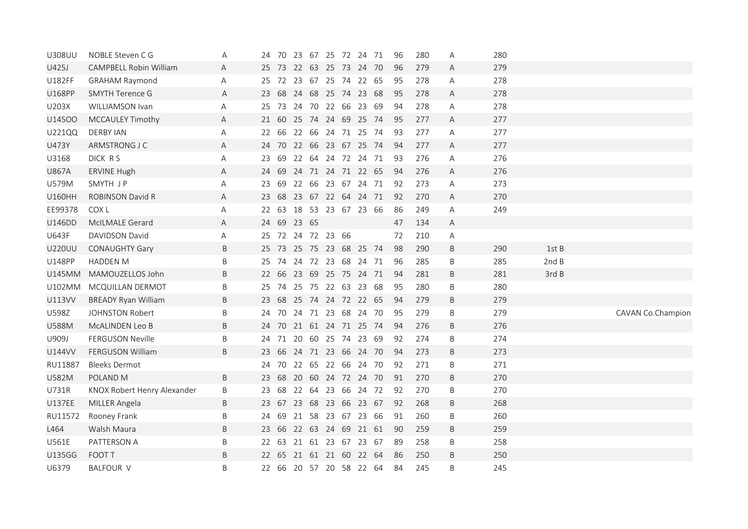| | | | | | | | | | | | | | | | | | |
|---|---|---|---|---|---|---|---|---|---|---|---|---|---|---|---|---|---|
| U308UU | NOBLE Steven C G | A | 24 | 70 | 23 | 67 | 25 | 72 | 24 | 71 | 96 | 280 | A | 280 | | |
| U425J | CAMPBELL Robin William | A | 25 | 73 | 22 | 63 | 25 | 73 | 24 | 70 | 96 | 279 | A | 279 | | |
| U182FF | GRAHAM Raymond | A | 25 | 72 | 23 | 67 | 25 | 74 | 22 | 65 | 95 | 278 | A | 278 | | |
| U168PP | SMYTH Terence G | A | 23 | 68 | 24 | 68 | 25 | 74 | 23 | 68 | 95 | 278 | A | 278 | | |
| U203X | WILLIAMSON Ivan | A | 25 | 73 | 24 | 70 | 22 | 66 | 23 | 69 | 94 | 278 | A | 278 | | |
| U145OO | MCCAULEY Timothy | A | 21 | 60 | 25 | 74 | 24 | 69 | 25 | 74 | 95 | 277 | A | 277 | | |
| U221QQ | DERBY IAN | A | 22 | 66 | 22 | 66 | 24 | 71 | 25 | 74 | 93 | 277 | A | 277 | | |
| U473Y | ARMSTRONG J C | A | 24 | 70 | 22 | 66 | 23 | 67 | 25 | 74 | 94 | 277 | A | 277 | | |
| U3168 | DICK R S | A | 23 | 69 | 22 | 64 | 24 | 72 | 24 | 71 | 93 | 276 | A | 276 | | |
| U867A | ERVINE Hugh | A | 24 | 69 | 24 | 71 | 24 | 71 | 22 | 65 | 94 | 276 | A | 276 | | |
| U579M | SMYTH J P | A | 23 | 69 | 22 | 66 | 23 | 67 | 24 | 71 | 92 | 273 | A | 273 | | |
| U160HH | ROBINSON David R | A | 23 | 68 | 23 | 67 | 22 | 64 | 24 | 71 | 92 | 270 | A | 270 | | |
| EE99378 | COX L | A | 22 | 63 | 18 | 53 | 23 | 67 | 23 | 66 | 86 | 249 | A | 249 | | |
| U146DD | McILMALE Gerard | A | 24 | 69 | 23 | 65 | | | | | 47 | 134 | A | | | |
| U643F | DAVIDSON David | A | 25 | 72 | 24 | 72 | 23 | 66 | | | 72 | 210 | A | | | |
| U220UU | CONAUGHTY Gary | B | 25 | 73 | 25 | 75 | 23 | 68 | 25 | 74 | 98 | 290 | B | 290 | 1st B | |
| U148PP | HADDEN M | B | 25 | 74 | 24 | 72 | 23 | 68 | 24 | 71 | 96 | 285 | B | 285 | 2nd B | |
| U145MM | MAMOUZELLOS John | B | 22 | 66 | 23 | 69 | 25 | 75 | 24 | 71 | 94 | 281 | B | 281 | 3rd B | |
| U102MM | MCQUILLAN DERMOT | B | 25 | 74 | 25 | 75 | 22 | 63 | 23 | 68 | 95 | 280 | B | 280 | | |
| U113VV | BREADY Ryan William | B | 23 | 68 | 25 | 74 | 24 | 72 | 22 | 65 | 94 | 279 | B | 279 | | |
| U598Z | JOHNSTON Robert | B | 24 | 70 | 24 | 71 | 23 | 68 | 24 | 70 | 95 | 279 | B | 279 | | CAVAN Co.Champion |
| U588M | McALINDEN Leo B | B | 24 | 70 | 21 | 61 | 24 | 71 | 25 | 74 | 94 | 276 | B | 276 | | |
| U909J | FERGUSON Neville | B | 24 | 71 | 20 | 60 | 25 | 74 | 23 | 69 | 92 | 274 | B | 274 | | |
| U144VV | FERGUSON William | B | 23 | 66 | 24 | 71 | 23 | 66 | 24 | 70 | 94 | 273 | B | 273 | | |
| RU11887 | Bleeks Dermot | | 24 | 70 | 22 | 65 | 22 | 66 | 24 | 70 | 92 | 271 | B | 271 | | |
| U582M | POLAND M | B | 23 | 68 | 20 | 60 | 24 | 72 | 24 | 70 | 91 | 270 | B | 270 | | |
| U731R | KNOX Robert Henry Alexander | B | 23 | 68 | 22 | 64 | 23 | 66 | 24 | 72 | 92 | 270 | B | 270 | | |
| U137EE | MILLER Angela | B | 23 | 67 | 23 | 68 | 23 | 66 | 23 | 67 | 92 | 268 | B | 268 | | |
| RU11572 | Rooney Frank | B | 24 | 69 | 21 | 58 | 23 | 67 | 23 | 66 | 91 | 260 | B | 260 | | |
| L464 | Walsh Maura | B | 23 | 66 | 22 | 63 | 24 | 69 | 21 | 61 | 90 | 259 | B | 259 | | |
| U561E | PATTERSON A | B | 22 | 63 | 21 | 61 | 23 | 67 | 23 | 67 | 89 | 258 | B | 258 | | |
| U135GG | FOOT T | B | 22 | 65 | 21 | 61 | 21 | 60 | 22 | 64 | 86 | 250 | B | 250 | | |
| U6379 | BALFOUR V | B | 22 | 66 | 20 | 57 | 20 | 58 | 22 | 64 | 84 | 245 | B | 245 | | |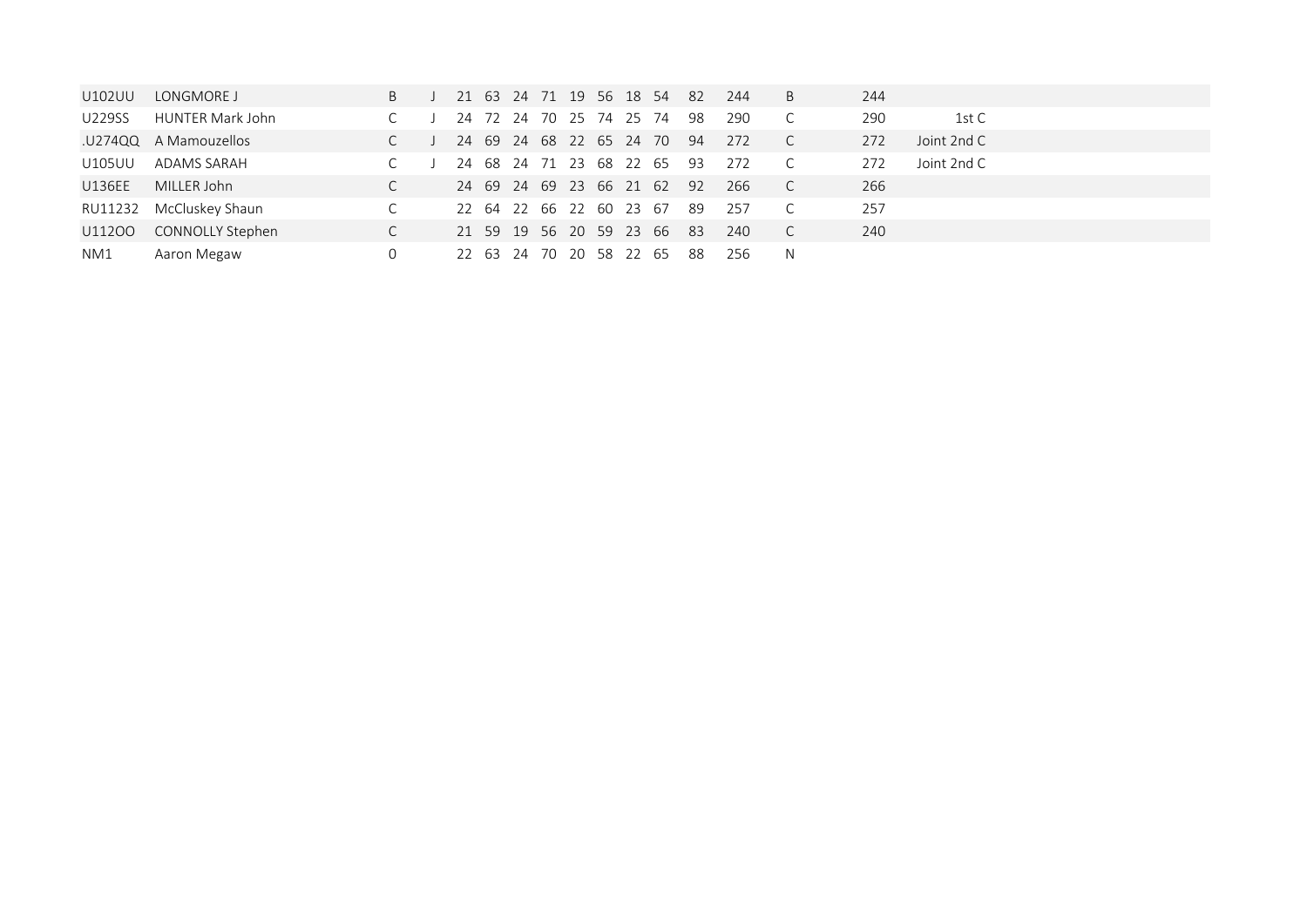| | | | | | | | | | | | | | | | | | |
|---|---|---|---|---|---|---|---|---|---|---|---|---|---|---|---|---|---|
| U102UU | LONGMORE J | B | J | 21 | 63 | 24 | 71 | 19 | 56 | 18 | 54 | 82 | 244 | B | | 244 | |
| U229SS | HUNTER Mark John | C | J | 24 | 72 | 24 | 70 | 25 | 74 | 25 | 74 | 98 | 290 | C | | 290 | 1st C |
| .U274QQ | A Mamouzellos | C | J | 24 | 69 | 24 | 68 | 22 | 65 | 24 | 70 | 94 | 272 | C | | 272 | Joint 2nd C |
| U105UU | ADAMS SARAH | C | J | 24 | 68 | 24 | 71 | 23 | 68 | 22 | 65 | 93 | 272 | C | | 272 | Joint 2nd C |
| U136EE | MILLER John | C | | 24 | 69 | 24 | 69 | 23 | 66 | 21 | 62 | 92 | 266 | C | | 266 | |
| RU11232 | McCluskey Shaun | C | | 22 | 64 | 22 | 66 | 22 | 60 | 23 | 67 | 89 | 257 | C | | 257 | |
| U112OO | CONNOLLY Stephen | C | | 21 | 59 | 19 | 56 | 20 | 59 | 23 | 66 | 83 | 240 | C | | 240 | |
| NM1 | Aaron Megaw | 0 | | 22 | 63 | 24 | 70 | 20 | 58 | 22 | 65 | 88 | 256 | N | | | |